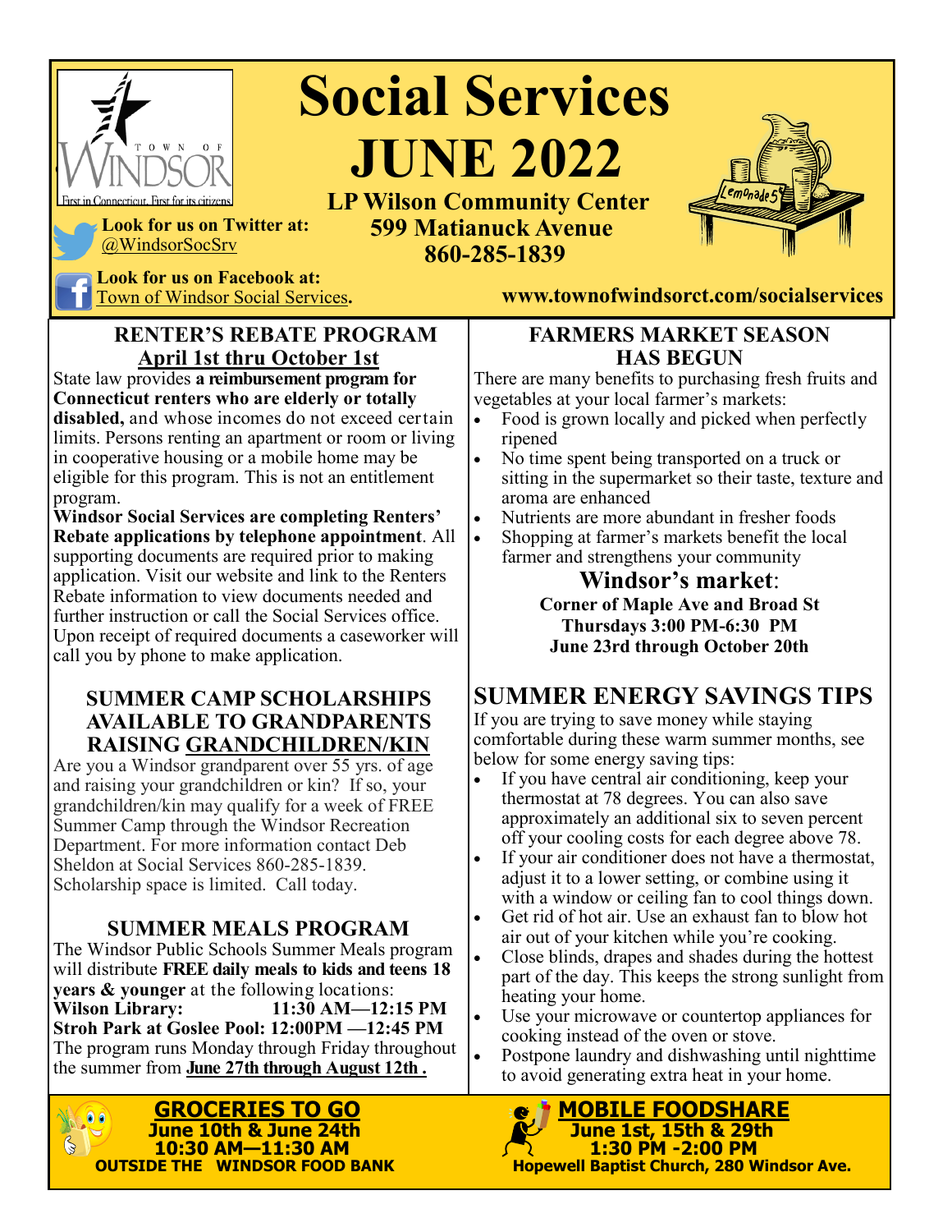# Social Services JUNE 2022

**LP Wilson Community Center**
**599 Matianuck Avenue**
**860-285-1839**

**Look for us on Twitter at:** @WindsorSocSrv

**Look for us on Facebook at:** Town of Windsor Social Services.

**www.townofwindsorct.com/socialservices**

## RENTER'S REBATE PROGRAM

**April 1st thru October 1st**

State law provides **a reimbursement program for Connecticut renters who are elderly or totally disabled,** and whose incomes do not exceed certain limits. Persons renting an apartment or room or living in cooperative housing or a mobile home may be eligible for this program. This is not an entitlement program.

**Windsor Social Services are completing Renters' Rebate applications by telephone appointment**. All supporting documents are required prior to making application. Visit our website and link to the Renters Rebate information to view documents needed and further instruction or call the Social Services office. Upon receipt of required documents a caseworker will call you by phone to make application.

## SUMMER CAMP SCHOLARSHIPS AVAILABLE TO GRANDPARENTS RAISING GRANDCHILDREN/KIN

Are you a Windsor grandparent over 55 yrs. of age and raising your grandchildren or kin? If so, your grandchildren/kin may qualify for a week of FREE Summer Camp through the Windsor Recreation Department. For more information contact Deb Sheldon at Social Services 860-285-1839. Scholarship space is limited. Call today.

## SUMMER MEALS PROGRAM

The Windsor Public Schools Summer Meals program will distribute **FREE daily meals to kids and teens 18 years & younger** at the following locations:

**Wilson Library: 11:30 AM—12:15 PM**
**Stroh Park at Goslee Pool: 12:00PM —12:45 PM**

The program runs Monday through Friday throughout the summer from **June 27th through August 12th .**

## FARMERS MARKET SEASON HAS BEGUN

There are many benefits to purchasing fresh fruits and vegetables at your local farmer's markets:

- Food is grown locally and picked when perfectly ripened
- No time spent being transported on a truck or sitting in the supermarket so their taste, texture and aroma are enhanced
- Nutrients are more abundant in fresher foods
- Shopping at farmer's markets benefit the local farmer and strengthens your community

### Windsor's market:

**Corner of Maple Ave and Broad St**
**Thursdays 3:00 PM-6:30 PM**
**June 23rd through October 20th**

## SUMMER ENERGY SAVINGS TIPS

If you are trying to save money while staying comfortable during these warm summer months, see below for some energy saving tips:

- If you have central air conditioning, keep your thermostat at 78 degrees. You can also save approximately an additional six to seven percent off your cooling costs for each degree above 78.
- If your air conditioner does not have a thermostat, adjust it to a lower setting, or combine using it with a window or ceiling fan to cool things down.
- Get rid of hot air. Use an exhaust fan to blow hot air out of your kitchen while you're cooking.
- Close blinds, drapes and shades during the hottest part of the day. This keeps the strong sunlight from heating your home.
- Use your microwave or countertop appliances for cooking instead of the oven or stove.
- Postpone laundry and dishwashing until nighttime to avoid generating extra heat in your home.

## GROCERIES TO GO

**June 10th & June 24th**
**10:30 AM—11:30 AM**
**OUTSIDE THE WINDSOR FOOD BANK**

## MOBILE FOODSHARE

**June 1st, 15th & 29th**
**1:30 PM -2:00 PM**
**Hopewell Baptist Church, 280 Windsor Ave.**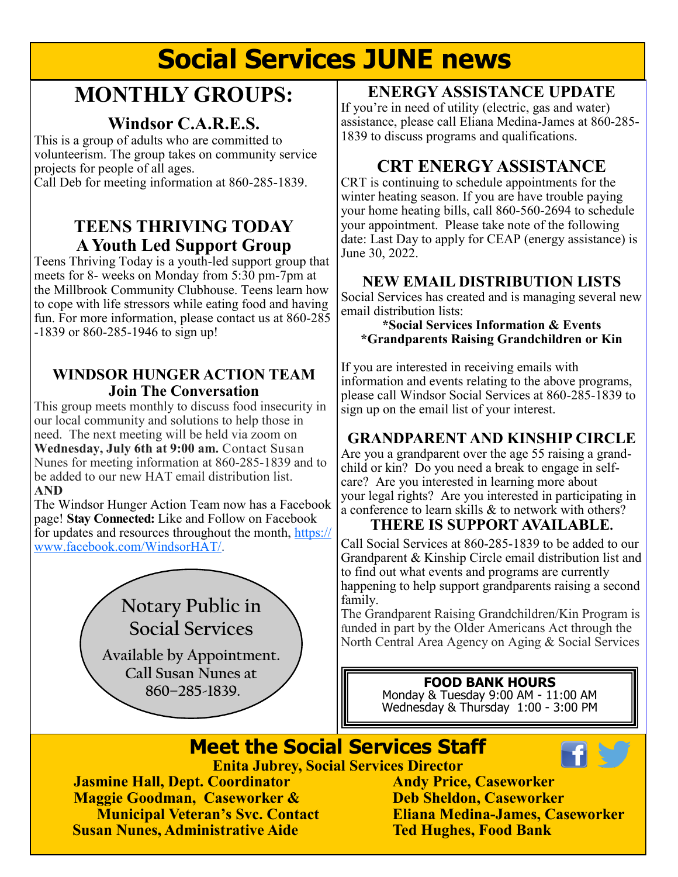# Social Services JUNE news

## MONTHLY GROUPS:

### Windsor C.A.R.E.S.

This is a group of adults who are committed to volunteerism. The group takes on community service projects for people of all ages.
Call Deb for meeting information at 860-285-1839.

### TEENS THRIVING TODAY
### A Youth Led Support Group

Teens Thriving Today is a youth-led support group that meets for 8- weeks on Monday from 5:30 pm-7pm at the Millbrook Community Clubhouse. Teens learn how to cope with life stressors while eating food and having fun. For more information, please contact us at 860-285-1839 or 860-285-1946 to sign up!

### WINDSOR HUNGER ACTION TEAM
### Join The Conversation

This group meets monthly to discuss food insecurity in our local community and solutions to help those in need. The next meeting will be held via zoom on **Wednesday, July 6th at 9:00 am.** Contact Susan Nunes for meeting information at 860-285-1839 and to be added to our new HAT email distribution list.
**AND**
The Windsor Hunger Action Team now has a Facebook page! **Stay Connected:** Like and Follow on Facebook for updates and resources throughout the month, https://www.facebook.com/WindsorHAT/.

**Notary Public in Social Services**

Available by Appointment.
Call Susan Nunes at 860-285-1839.

### ENERGY ASSISTANCE UPDATE

If you're in need of utility (electric, gas and water) assistance, please call Eliana Medina-James at 860-285-1839 to discuss programs and qualifications.

### CRT ENERGY ASSISTANCE

CRT is continuing to schedule appointments for the winter heating season. If you are have trouble paying your home heating bills, call 860-560-2694 to schedule your appointment. Please take note of the following date: Last Day to apply for CEAP (energy assistance) is June 30, 2022.

### NEW EMAIL DISTRIBUTION LISTS

Social Services has created and is managing several new email distribution lists:

**\*Social Services Information & Events**
**\*Grandparents Raising Grandchildren or Kin**

If you are interested in receiving emails with information and events relating to the above programs, please call Windsor Social Services at 860-285-1839 to sign up on the email list of your interest.

### GRANDPARENT AND KINSHIP CIRCLE

Are you a grandparent over the age 55 raising a grandchild or kin? Do you need a break to engage in self-care? Are you interested in learning more about your legal rights? Are you interested in participating in a conference to learn skills & to network with others?

**THERE IS SUPPORT AVAILABLE.**

Call Social Services at 860-285-1839 to be added to our Grandparent & Kinship Circle email distribution list and to find out what events and programs are currently happening to help support grandparents raising a second family.
The Grandparent Raising Grandchildren/Kin Program is funded in part by the Older Americans Act through the North Central Area Agency on Aging & Social Services

**FOOD BANK HOURS**
Monday & Tuesday 9:00 AM - 11:00 AM
Wednesday & Thursday 1:00 - 3:00 PM

## Meet the Social Services Staff

**Enita Jubrey, Social Services Director**

**Jasmine Hall, Dept. Coordinator**
**Maggie Goodman, Caseworker & Municipal Veteran's Svc. Contact**
**Susan Nunes, Administrative Aide**
**Andy Price, Caseworker**
**Deb Sheldon, Caseworker**
**Eliana Medina-James, Caseworker**
**Ted Hughes, Food Bank**